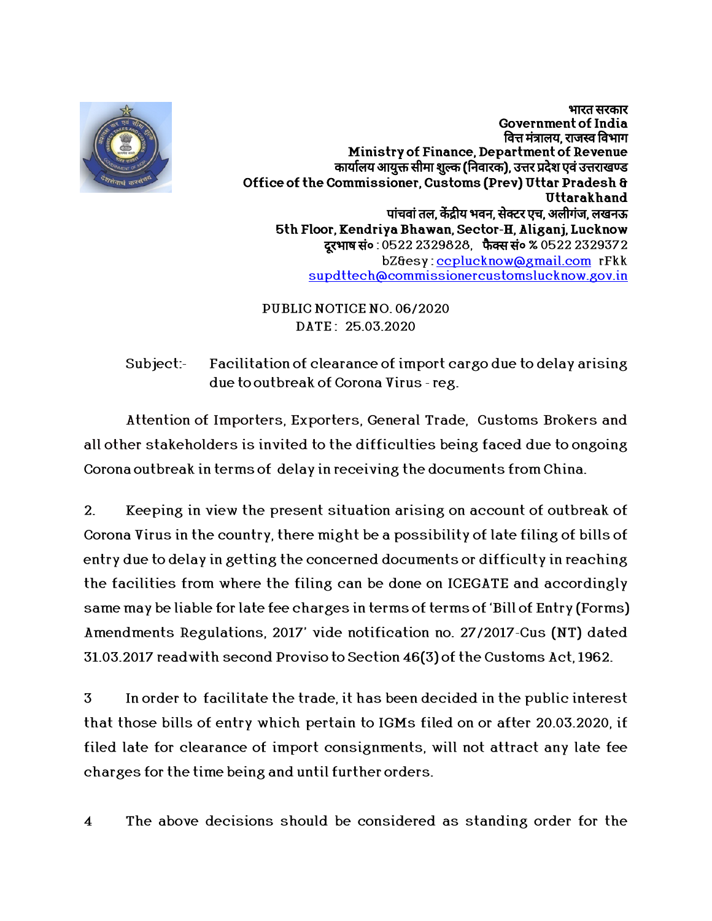भारत सरकार
Government of India
वित्त मंत्रालय, राजस्व विभाग
Ministry of Finance, Department of Revenue
कार्यालय आयुक्त सीमा शुल्क (निवारक), उत्तर प्रदेश एवं उत्तराखण्ड
Office of the Commissioner, Customs (Prev) Uttar Pradesh & Uttarakhand
पांचवां तल, केंद्रीय भवन, सेक्टर एच, अलीगंज, लखनऊ
5th Floor, Kendriya Bhawan, Sector-H, Aliganj, Lucknow
दूरभाष सं० : 0522 2329828, फैक्स सं० % 0522 2329372
bZ&esy : ccplucknow@gmail.com rFkk
supdttech@commissionercustomslucknow.gov.in

PUBLIC NOTICE NO. 06/2020
DATE : 25.03.2020

Subject:- Facilitation of clearance of import cargo due to delay arising due to outbreak of Corona Virus - reg.

Attention of Importers, Exporters, General Trade, Customs Brokers and all other stakeholders is invited to the difficulties being faced due to ongoing Corona outbreak in terms of delay in receiving the documents from China.

2. Keeping in view the present situation arising on account of outbreak of Corona Virus in the country, there might be a possibility of late filing of bills of entry due to delay in getting the concerned documents or difficulty in reaching the facilities from where the filing can be done on ICEGATE and accordingly same may be liable for late fee charges in terms of terms of 'Bill of Entry (Forms) Amendments Regulations, 2017' vide notification no. 27/2017-Cus (NT) dated 31.03.2017 readwith second Proviso to Section 46(3) of the Customs Act, 1962.

3 In order to facilitate the trade, it has been decided in the public interest that those bills of entry which pertain to IGMs filed on or after 20.03.2020, if filed late for clearance of import consignments, will not attract any late fee charges for the time being and until further orders.

4 The above decisions should be considered as standing order for the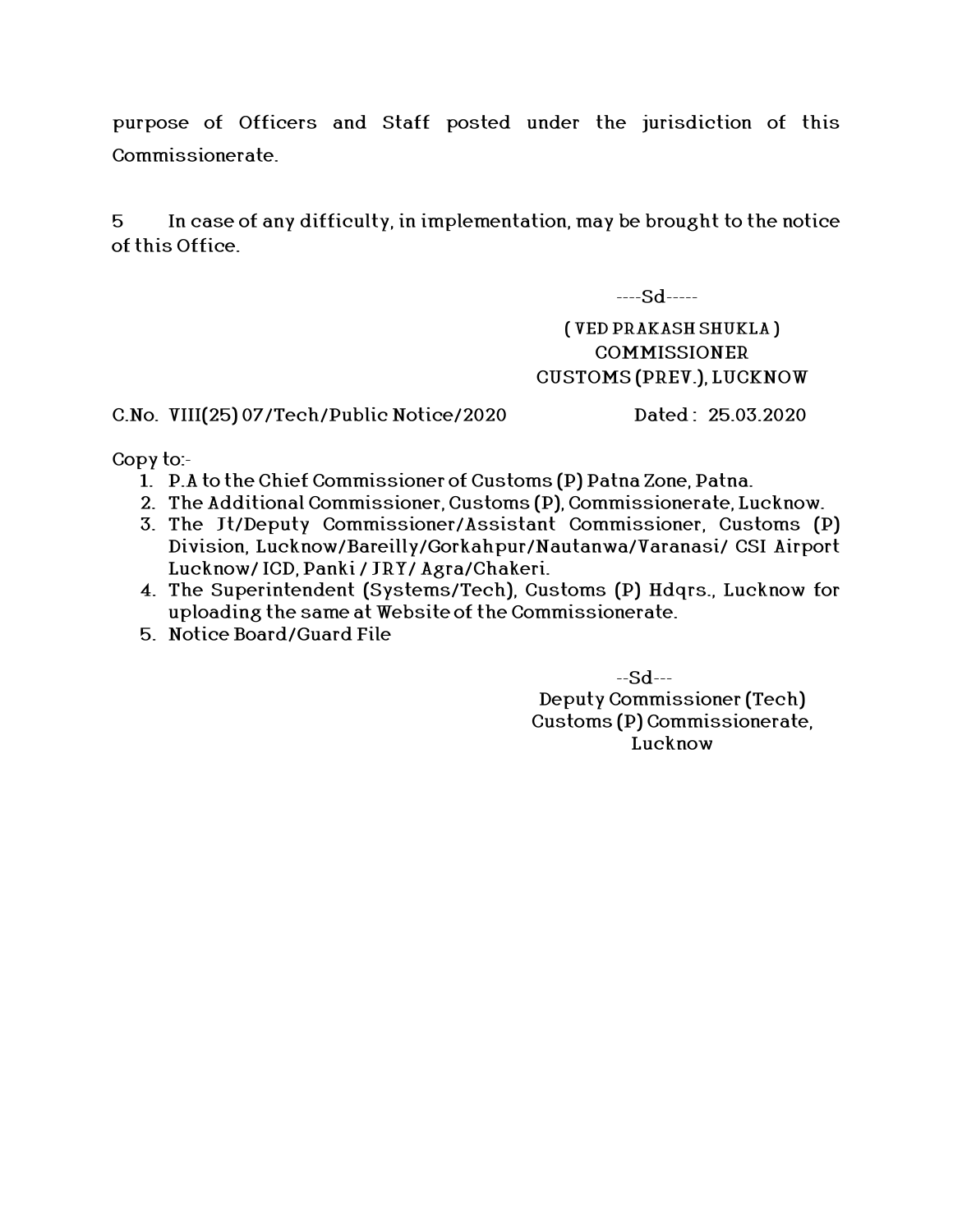purpose of Officers and Staff posted under the jurisdiction of this Commissionerate.

5 In case of any difficulty, in implementation, may be brought to the notice of this Office.

----Sd-----

( VED PRAKASH SHUKLA )
COMMISSIONER
CUSTOMS (PREV.), LUCKNOW

C.No. VIII(25) 07/Tech/Public Notice/2020 Dated : 25.03.2020

Copy to:-

1. P.A to the Chief Commissioner of Customs (P) Patna Zone, Patna.
2. The Additional Commissioner, Customs (P), Commissionerate, Lucknow.
3. The Jt/Deputy Commissioner/Assistant Commissioner, Customs (P) Division, Lucknow/Bareilly/Gorkahpur/Nautanwa/Varanasi/ CSI Airport Lucknow/ ICD, Panki / JRY/ Agra/Chakeri.
4. The Superintendent (Systems/Tech), Customs (P) Hdqrs., Lucknow for uploading the same at Website of the Commissionerate.
5. Notice Board/Guard File

--Sd---

Deputy Commissioner (Tech)
Customs (P) Commissionerate,
Lucknow